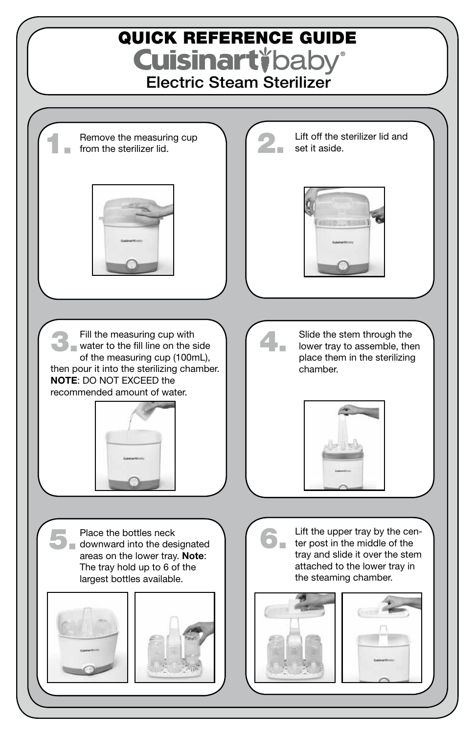# QUICK REFERENCE GUIDE

## Cuisinart baby®

## Electric Steam Sterilizer

1. Remove the measuring cup from the sterilizer lid.

2. Lift off the sterilizer lid and set it aside.

3. Fill the measuring cup with water to the fill line on the side of the measuring cup (100mL), then pour it into the sterilizing chamber. **NOTE**: DO NOT EXCEED the recommended amount of water.

4. Slide the stem through the lower tray to assemble, then place them in the sterilizing chamber.

5. Place the bottles neck downward into the designated areas on the lower tray. **Note**: The tray hold up to 6 of the largest bottles available.

6. Lift the upper tray by the center post in the middle of the tray and slide it over the stem attached to the lower tray in the steaming chamber.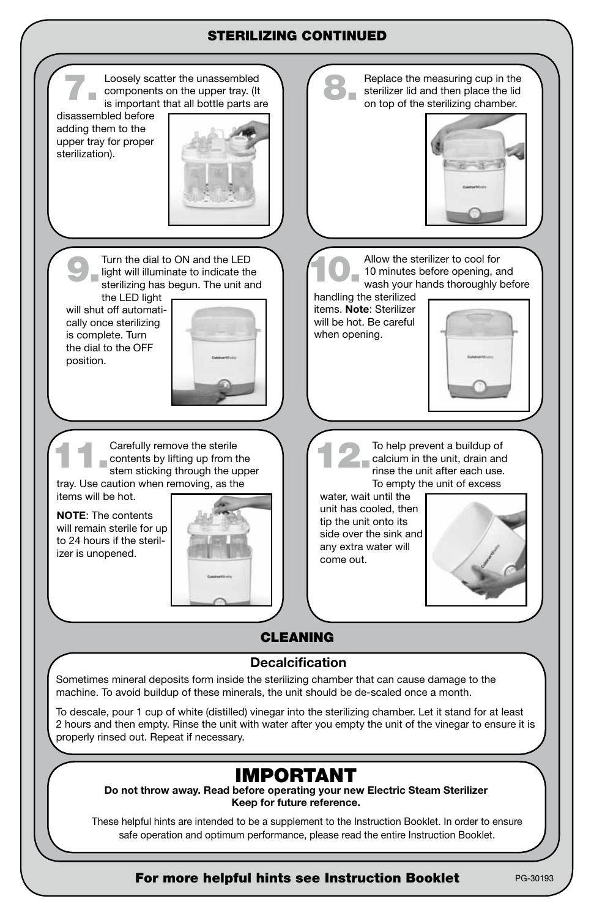## STERILIZING CONTINUED

**7.** Loosely scatter the unassembled components on the upper tray. (It is important that all bottle parts are disassembled before adding them to the upper tray for proper sterilization).

**8.** Replace the measuring cup in the sterilizer lid and then place the lid on top of the sterilizing chamber.

**9.** Turn the dial to ON and the LED light will illuminate to indicate the sterilizing has begun. The unit and the LED light will shut off automatically once sterilizing is complete. Turn the dial to the OFF position.

**10.** Allow the sterilizer to cool for 10 minutes before opening, and wash your hands thoroughly before handling the sterilized items. **Note**: Sterilizer will be hot. Be careful when opening.

**11.** Carefully remove the sterile contents by lifting up from the stem sticking through the upper tray. Use caution when removing, as the items will be hot.

**NOTE**: The contents will remain sterile for up to 24 hours if the sterilizer is unopened.

**12.** To help prevent a buildup of calcium in the unit, drain and rinse the unit after each use. To empty the unit of excess water, wait until the unit has cooled, then tip the unit onto its side over the sink and any extra water will come out.

## CLEANING

### Decalcification

Sometimes mineral deposits form inside the sterilizing chamber that can cause damage to the machine. To avoid buildup of these minerals, the unit should be de-scaled once a month.

To descale, pour 1 cup of white (distilled) vinegar into the sterilizing chamber. Let it stand for at least 2 hours and then empty. Rinse the unit with water after you empty the unit of the vinegar to ensure it is properly rinsed out. Repeat if necessary.

# IMPORTANT

**Do not throw away. Read before operating your new Electric Steam Sterilizer**
**Keep for future reference.**

These helpful hints are intended to be a supplement to the Instruction Booklet. In order to ensure safe operation and optimum performance, please read the entire Instruction Booklet.

**For more helpful hints see Instruction Booklet**

PG-30193